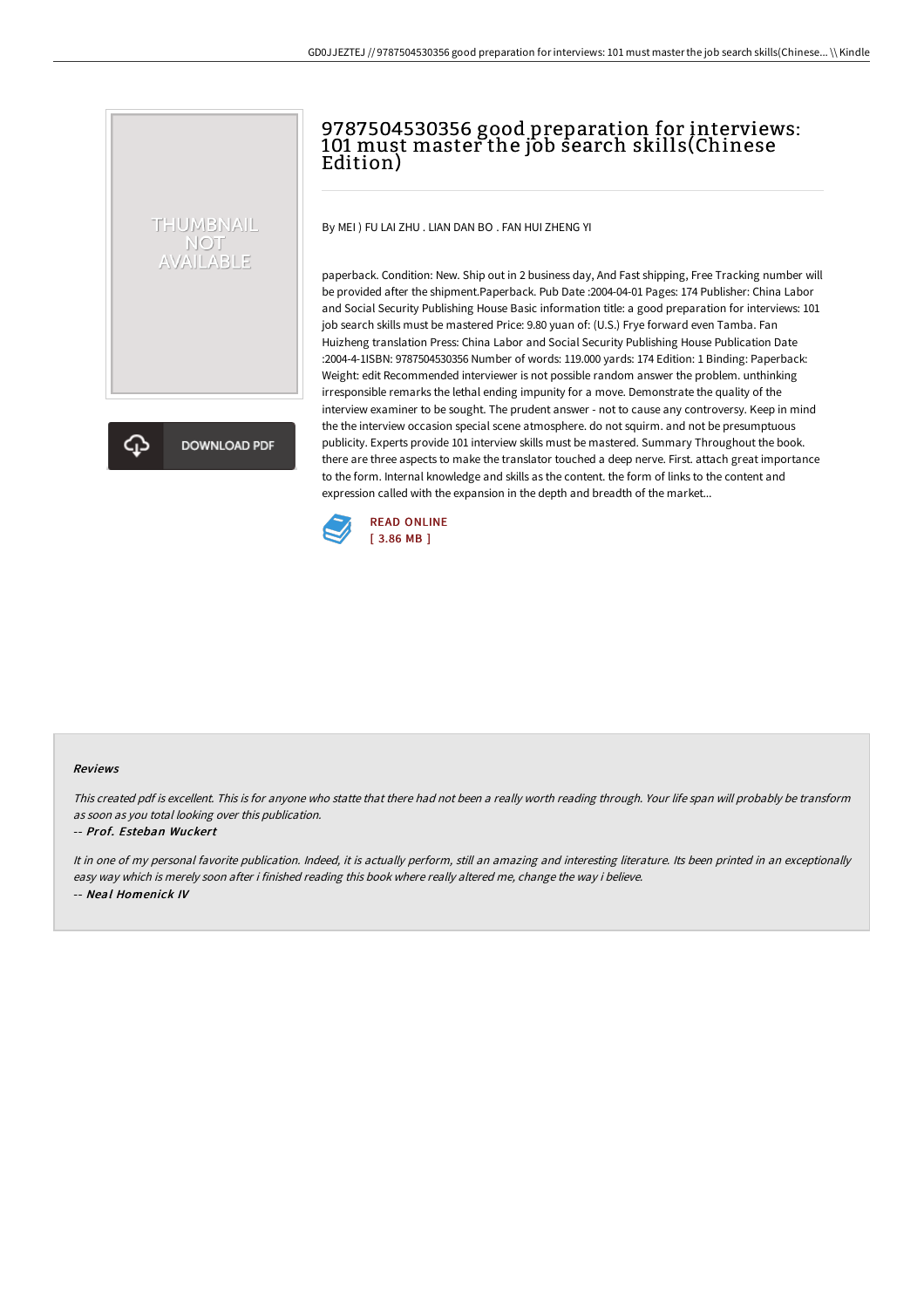# 9787504530356 good preparation for interviews: 101 must master the job search skills(Chinese Edition)

By MEI ) FU LAI ZHU . LIAN DAN BO . FAN HUI ZHENG YI

paperback. Condition: New. Ship out in 2 business day, And Fast shipping, Free Tracking number will be provided after the shipment.Paperback. Pub Date :2004-04-01 Pages: 174 Publisher: China Labor and Social Security Publishing House Basic information title: a good preparation for interviews: 101 job search skills must be mastered Price: 9.80 yuan of: (U.S.) Frye forward even Tamba. Fan Huizheng translation Press: China Labor and Social Security Publishing House Publication Date :2004-4-1ISBN: 9787504530356 Number of words: 119.000 yards: 174 Edition: 1 Binding: Paperback: Weight: edit Recommended interviewer is not possible random answer the problem. unthinking irresponsible remarks the lethal ending impunity for a move. Demonstrate the quality of the interview examiner to be sought. The prudent answer - not to cause any controversy. Keep in mind the the interview occasion special scene atmosphere. do not squirm. and not be presumptuous publicity. Experts provide 101 interview skills must be mastered. Summary Throughout the book. there are three aspects to make the translator touched a deep nerve. First. attach great importance to the form. Internal knowledge and skills as the content. the form of links to the content and expression called with the expansion in the depth and breadth of the market...

READ ONLINE
[ 3.86 MB ]

### Reviews

*This created pdf is excellent. This is for anyone who statte that there had not been a really worth reading through. Your life span will probably be transform as soon as you total looking over this publication.*

-- ***Prof. Esteban Wuckert***

*It in one of my personal favorite publication. Indeed, it is actually perform, still an amazing and interesting literature. Its been printed in an exceptionally easy way which is merely soon after i finished reading this book where really altered me, change the way i believe.*

-- ***Neal Homenick IV***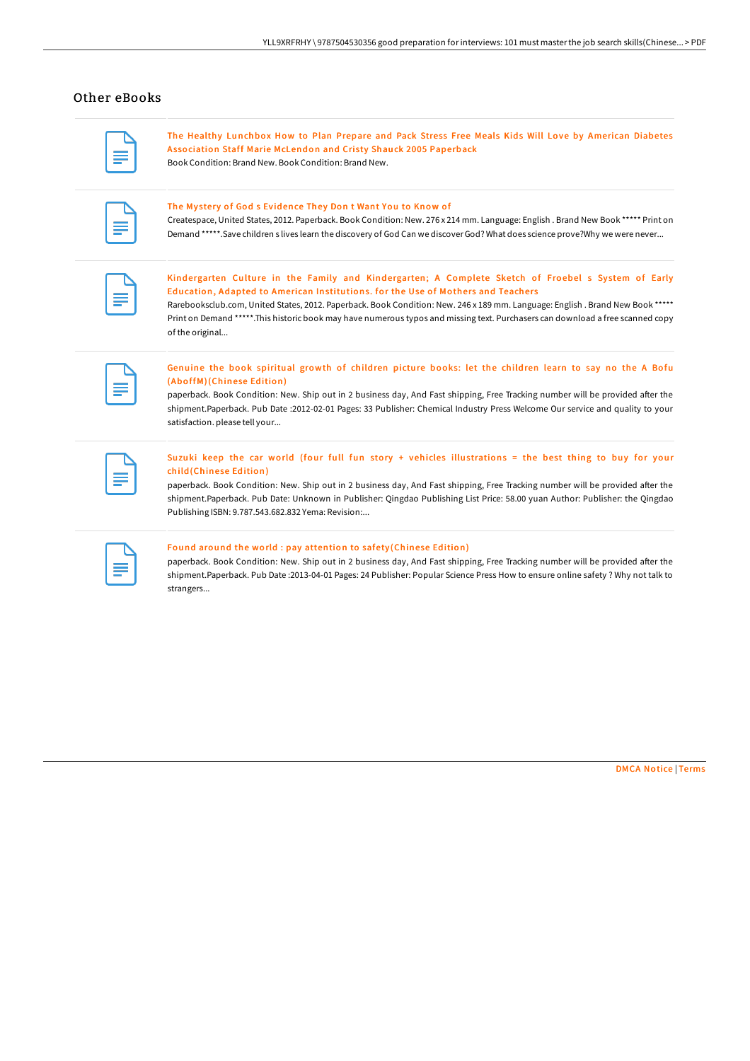## Other eBooks

**The Healthy Lunchbox How to Plan Prepare and Pack Stress Free Meals Kids Will Love by American Diabetes Association Staff Marie McLendon and Cristy Shauck 2005 Paperback**
Book Condition: Brand New. Book Condition: Brand New.

**The Mystery of God s Evidence They Don t Want You to Know of**
Createspace, United States, 2012. Paperback. Book Condition: New. 276 x 214 mm. Language: English . Brand New Book ***** Print on Demand *****.Save children s lives learn the discovery of God Can we discover God? What does science prove?Why we were never...

**Kindergarten Culture in the Family and Kindergarten; A Complete Sketch of Froebel s System of Early Education, Adapted to American Institutions. for the Use of Mothers and Teachers**
Rarebooksclub.com, United States, 2012. Paperback. Book Condition: New. 246 x 189 mm. Language: English . Brand New Book ***** Print on Demand *****.This historic book may have numerous typos and missing text. Purchasers can download a free scanned copy of the original...

**Genuine the book spiritual growth of children picture books: let the children learn to say no the A Bofu (AboffM)(Chinese Edition)**
paperback. Book Condition: New. Ship out in 2 business day, And Fast shipping, Free Tracking number will be provided after the shipment.Paperback. Pub Date :2012-02-01 Pages: 33 Publisher: Chemical Industry Press Welcome Our service and quality to your satisfaction. please tell your...

**Suzuki keep the car world (four full fun story + vehicles illustrations = the best thing to buy for your child(Chinese Edition)**
paperback. Book Condition: New. Ship out in 2 business day, And Fast shipping, Free Tracking number will be provided after the shipment.Paperback. Pub Date: Unknown in Publisher: Qingdao Publishing List Price: 58.00 yuan Author: Publisher: the Qingdao Publishing ISBN: 9.787.543.682.832 Yema: Revision:...

**Found around the world : pay attention to safety(Chinese Edition)**
paperback. Book Condition: New. Ship out in 2 business day, And Fast shipping, Free Tracking number will be provided after the shipment.Paperback. Pub Date :2013-04-01 Pages: 24 Publisher: Popular Science Press How to ensure online safety ? Why not talk to strangers...